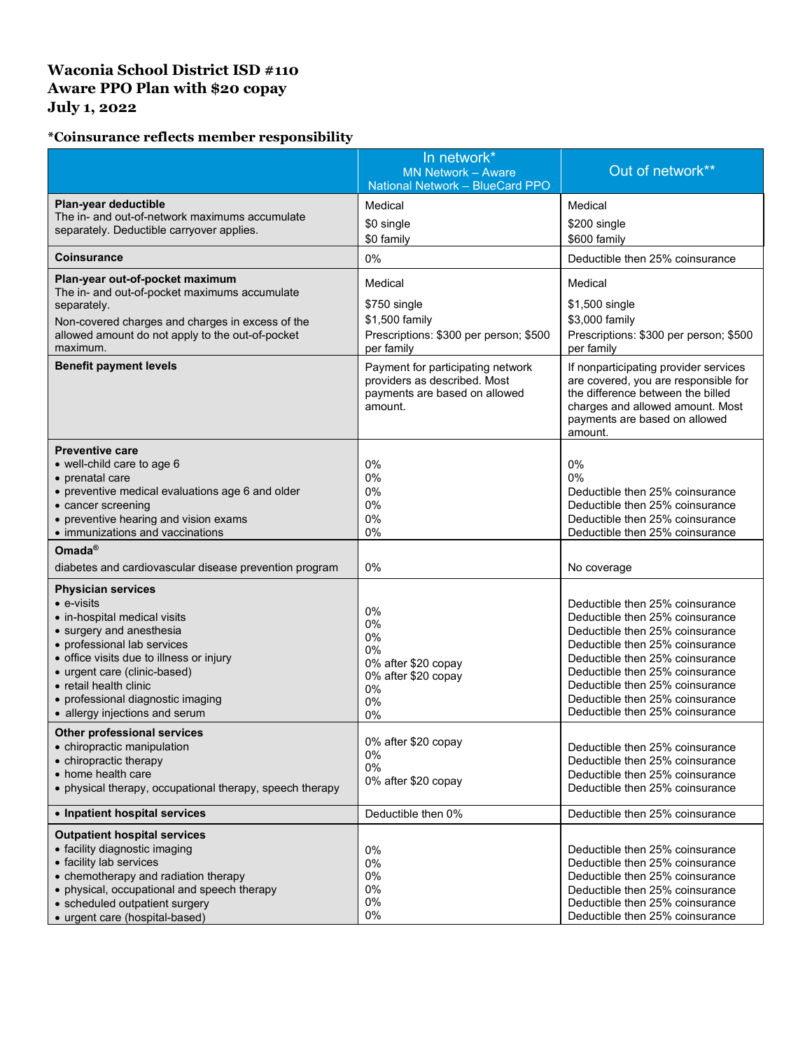# Waconia School District ISD #110
# Aware PPO Plan with $20 copay
# July 1, 2022

### *Coinsurance reflects member responsibility

| | In network*<br>MN Network – Aware<br>National Network – BlueCard PPO | Out of network** |
|---|---|---|
| **Plan-year deductible**<br>The in- and out-of-network maximums accumulate separately. Deductible carryover applies. | Medical<br>$0 single<br>$0 family | Medical<br>$200 single<br>$600 family |
| **Coinsurance** | 0% | Deductible then 25% coinsurance |
| **Plan-year out-of-pocket maximum**<br>The in- and out-of-pocket maximums accumulate separately.<br>Non-covered charges and charges in excess of the allowed amount do not apply to the out-of-pocket maximum. | Medical<br>$750 single<br>$1,500 family<br>Prescriptions: $300 per person; $500 per family | Medical<br>$1,500 single<br>$3,000 family<br>Prescriptions: $300 per person; $500 per family |
| **Benefit payment levels** | Payment for participating network providers as described. Most payments are based on allowed amount. | If nonparticipating provider services are covered, you are responsible for the difference between the billed charges and allowed amount. Most payments are based on allowed amount. |
| **Preventive care**<br>• well-child care to age 6<br>• prenatal care<br>• preventive medical evaluations age 6 and older<br>• cancer screening<br>• preventive hearing and vision exams<br>• immunizations and vaccinations | <br>0%<br>0%<br>0%<br>0%<br>0%<br>0% | <br>0%<br>0%<br>Deductible then 25% coinsurance<br>Deductible then 25% coinsurance<br>Deductible then 25% coinsurance<br>Deductible then 25% coinsurance |
| **Omada®**<br>diabetes and cardiovascular disease prevention program | 0% | No coverage |
| **Physician services**<br>• e-visits<br>• in-hospital medical visits<br>• surgery and anesthesia<br>• professional lab services<br>• office visits due to illness or injury<br>• urgent care (clinic-based)<br>• retail health clinic<br>• professional diagnostic imaging<br>• allergy injections and serum | <br>0%<br>0%<br>0%<br>0%<br>0% after $20 copay<br>0% after $20 copay<br>0%<br>0%<br>0% | <br>Deductible then 25% coinsurance<br>Deductible then 25% coinsurance<br>Deductible then 25% coinsurance<br>Deductible then 25% coinsurance<br>Deductible then 25% coinsurance<br>Deductible then 25% coinsurance<br>Deductible then 25% coinsurance<br>Deductible then 25% coinsurance<br>Deductible then 25% coinsurance |
| **Other professional services**<br>• chiropractic manipulation<br>• chiropractic therapy<br>• home health care<br>• physical therapy, occupational therapy, speech therapy | <br>0% after $20 copay<br>0%<br>0%<br>0% after $20 copay | <br>Deductible then 25% coinsurance<br>Deductible then 25% coinsurance<br>Deductible then 25% coinsurance<br>Deductible then 25% coinsurance |
| **• Inpatient hospital services** | Deductible then 0% | Deductible then 25% coinsurance |
| **Outpatient hospital services**<br>• facility diagnostic imaging<br>• facility lab services<br>• chemotherapy and radiation therapy<br>• physical, occupational and speech therapy<br>• scheduled outpatient surgery<br>• urgent care (hospital-based) | <br>0%<br>0%<br>0%<br>0%<br>0%<br>0% | <br>Deductible then 25% coinsurance<br>Deductible then 25% coinsurance<br>Deductible then 25% coinsurance<br>Deductible then 25% coinsurance<br>Deductible then 25% coinsurance<br>Deductible then 25% coinsurance |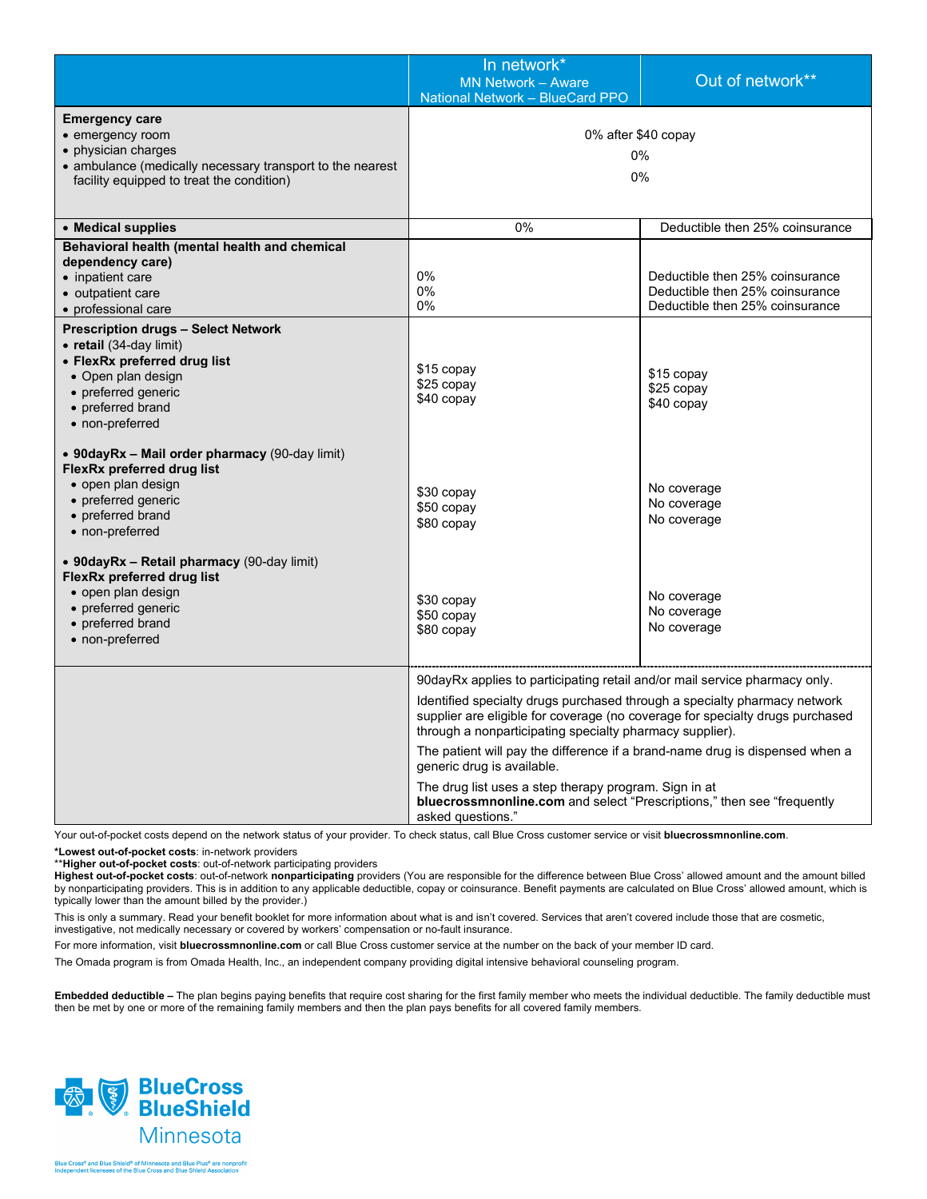| | In network* MN Network – Aware National Network – BlueCard PPO | Out of network** |
|---|---|---|
| **Emergency care** | | |
| • emergency room | 0% after $40 copay | |
| • physician charges | 0% | |
| • ambulance (medically necessary transport to the nearest facility equipped to treat the condition) | 0% | |
| • **Medical supplies** | 0% | Deductible then 25% coinsurance |
| **Behavioral health (mental health and chemical dependency care)** | | |
| • inpatient care | 0% | Deductible then 25% coinsurance |
| • outpatient care | 0% | Deductible then 25% coinsurance |
| • professional care | 0% | Deductible then 25% coinsurance |
| **Prescription drugs – Select Network** | | |
| • **retail** (34-day limit) | | |
| • **FlexRx preferred drug list** | | |
| • Open plan design | | |
| • preferred generic | $15 copay | $15 copay |
| • preferred brand | $25 copay | $25 copay |
| • non-preferred | $40 copay | $40 copay |
| • **90dayRx – Mail order pharmacy** (90-day limit) **FlexRx preferred drug list** | | |
| • open plan design | | |
| • preferred generic | $30 copay | No coverage |
| • preferred brand | $50 copay | No coverage |
| • non-preferred | $80 copay | No coverage |
| • **90dayRx – Retail pharmacy** (90-day limit) **FlexRx preferred drug list** | | |
| • open plan design | | |
| • preferred generic | $30 copay | No coverage |
| • preferred brand | $50 copay | No coverage |
| • non-preferred | $80 copay | No coverage |

90dayRx applies to participating retail and/or mail service pharmacy only.

Identified specialty drugs purchased through a specialty pharmacy network supplier are eligible for coverage (no coverage for specialty drugs purchased through a nonparticipating specialty pharmacy supplier).

The patient will pay the difference if a brand-name drug is dispensed when a generic drug is available.

The drug list uses a step therapy program. Sign in at **bluecrossmnonline.com** and select "Prescriptions," then see "frequently asked questions."

Your out-of-pocket costs depend on the network status of your provider. To check status, call Blue Cross customer service or visit **bluecrossmnonline.com**.

***Lowest out-of-pocket costs**: in-network providers
****Higher out-of-pocket costs**: out-of-network participating providers
**Highest out-of-pocket costs**: out-of-network **nonparticipating** providers (You are responsible for the difference between Blue Cross' allowed amount and the amount billed by nonparticipating providers. This is in addition to any applicable deductible, copay or coinsurance. Benefit payments are calculated on Blue Cross' allowed amount, which is typically lower than the amount billed by the provider.)

This is only a summary. Read your benefit booklet for more information about what is and isn't covered. Services that aren't covered include those that are cosmetic, investigative, not medically necessary or covered by workers' compensation or no-fault insurance.

For more information, visit **bluecrossmnonline.com** or call Blue Cross customer service at the number on the back of your member ID card.

The Omada program is from Omada Health, Inc., an independent company providing digital intensive behavioral counseling program.

**Embedded deductible –** The plan begins paying benefits that require cost sharing for the first family member who meets the individual deductible. The family deductible must then be met by one or more of the remaining family members and then the plan pays benefits for all covered family members.

BlueCross BlueShield Minnesota

Blue Cross® and Blue Shield® of Minnesota and Blue Plus® are nonprofit independent licensees of the Blue Cross and Blue Shield Association